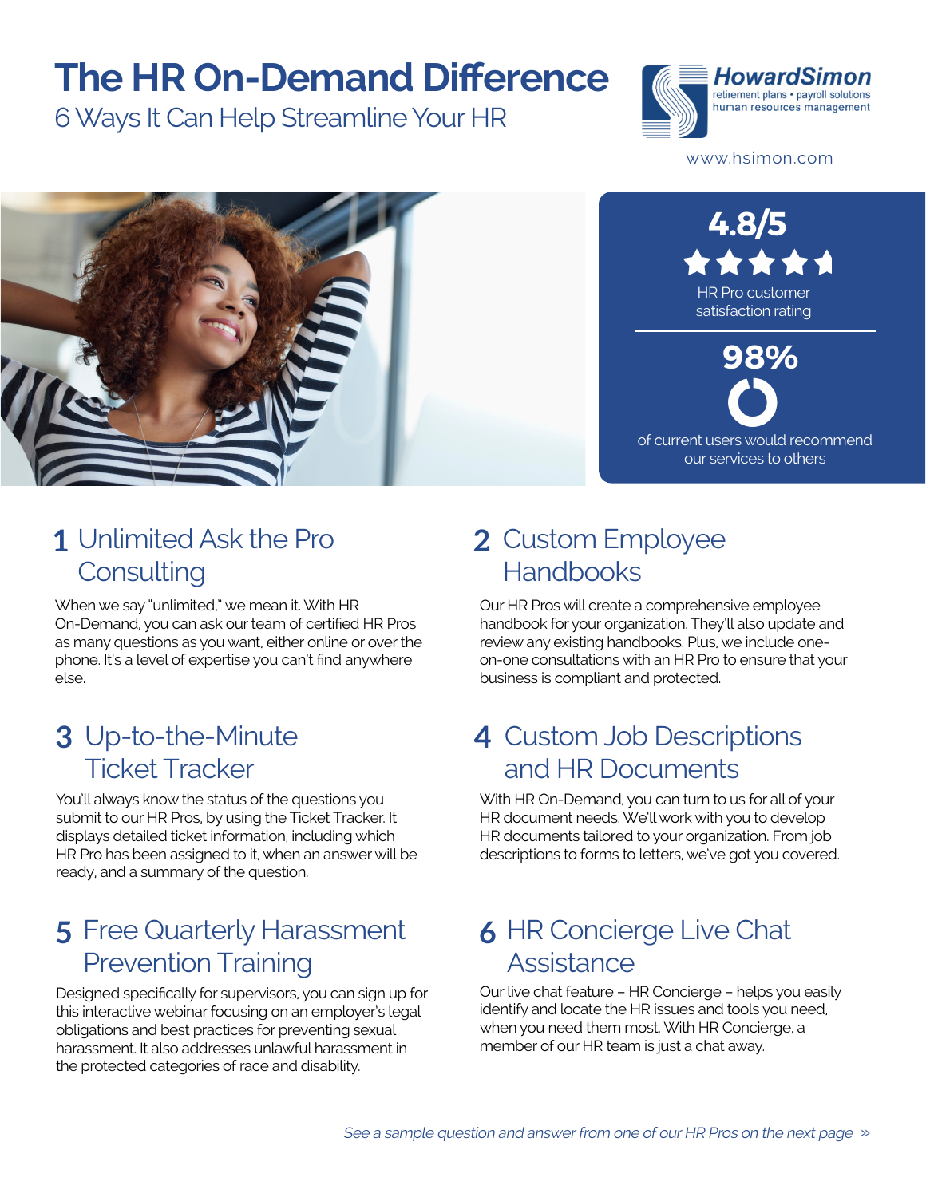# The HR On-Demand Difference

## 6 Ways It Can Help Streamline Your HR

HowardSimon
retirement plans • payroll solutions
human resources management

www.hsimon.com

**4.8/5**

HR Pro customer satisfaction rating

**98%**

of current users would recommend our services to others

### 1 Unlimited Ask the Pro Consulting

When we say "unlimited," we mean it. With HR On-Demand, you can ask our team of certified HR Pros as many questions as you want, either online or over the phone. It's a level of expertise you can't find anywhere else.

### 2 Custom Employee Handbooks

Our HR Pros will create a comprehensive employee handbook for your organization. They'll also update and review any existing handbooks. Plus, we include one-on-one consultations with an HR Pro to ensure that your business is compliant and protected.

### 3 Up-to-the-Minute Ticket Tracker

You'll always know the status of the questions you submit to our HR Pros, by using the Ticket Tracker. It displays detailed ticket information, including which HR Pro has been assigned to it, when an answer will be ready, and a summary of the question.

### 4 Custom Job Descriptions and HR Documents

With HR On-Demand, you can turn to us for all of your HR document needs. We'll work with you to develop HR documents tailored to your organization. From job descriptions to forms to letters, we've got you covered.

### 5 Free Quarterly Harassment Prevention Training

Designed specifically for supervisors, you can sign up for this interactive webinar focusing on an employer's legal obligations and best practices for preventing sexual harassment. It also addresses unlawful harassment in the protected categories of race and disability.

### 6 HR Concierge Live Chat Assistance

Our live chat feature – HR Concierge – helps you easily identify and locate the HR issues and tools you need, when you need them most. With HR Concierge, a member of our HR team is just a chat away.

---

*See a sample question and answer from one of our HR Pros on the next page »*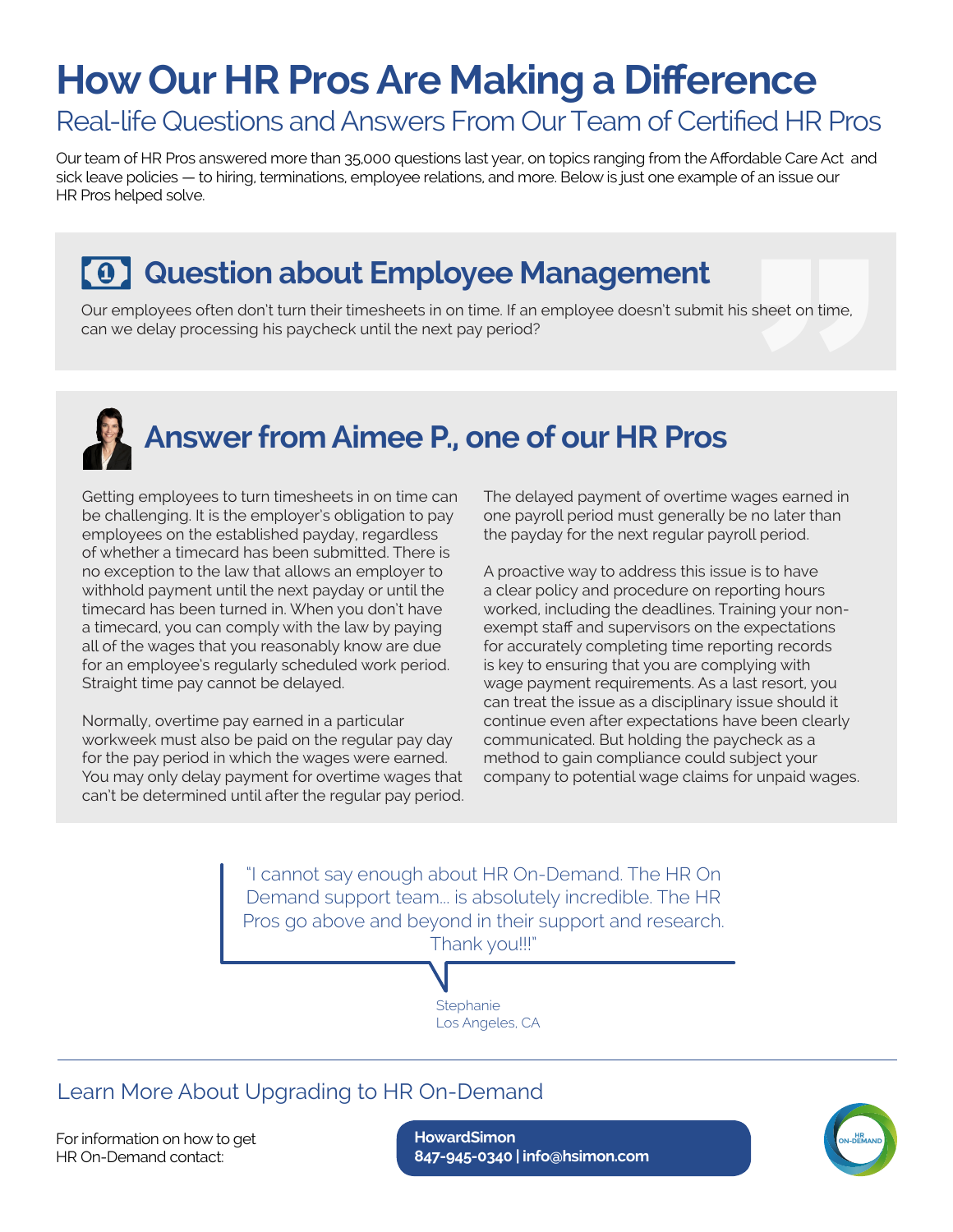# How Our HR Pros Are Making a Difference

## Real-life Questions and Answers From Our Team of Certified HR Pros

Our team of HR Pros answered more than 35,000 questions last year, on topics ranging from the Affordable Care Act and sick leave policies — to hiring, terminations, employee relations, and more. Below is just one example of an issue our HR Pros helped solve.

## Question about Employee Management

Our employees often don't turn their timesheets in on time. If an employee doesn't submit his sheet on time, can we delay processing his paycheck until the next pay period?

## Answer from Aimee P., one of our HR Pros

Getting employees to turn timesheets in on time can be challenging. It is the employer's obligation to pay employees on the established payday, regardless of whether a timecard has been submitted. There is no exception to the law that allows an employer to withhold payment until the next payday or until the timecard has been turned in. When you don't have a timecard, you can comply with the law by paying all of the wages that you reasonably know are due for an employee's regularly scheduled work period. Straight time pay cannot be delayed.

Normally, overtime pay earned in a particular workweek must also be paid on the regular pay day for the pay period in which the wages were earned. You may only delay payment for overtime wages that can't be determined until after the regular pay period. The delayed payment of overtime wages earned in one payroll period must generally be no later than the payday for the next regular payroll period.

A proactive way to address this issue is to have a clear policy and procedure on reporting hours worked, including the deadlines. Training your non-exempt staff and supervisors on the expectations for accurately completing time reporting records is key to ensuring that you are complying with wage payment requirements. As a last resort, you can treat the issue as a disciplinary issue should it continue even after expectations have been clearly communicated. But holding the paycheck as a method to gain compliance could subject your company to potential wage claims for unpaid wages.

"I cannot say enough about HR On-Demand. The HR On Demand support team... is absolutely incredible. The HR Pros go above and beyond in their support and research. Thank you!!!"

Stephanie
Los Angeles, CA

## Learn More About Upgrading to HR On-Demand

For information on how to get HR On-Demand contact:

**HowardSimon**
**847-945-0340 | info@hsimon.com**

HR ON-DEMAND